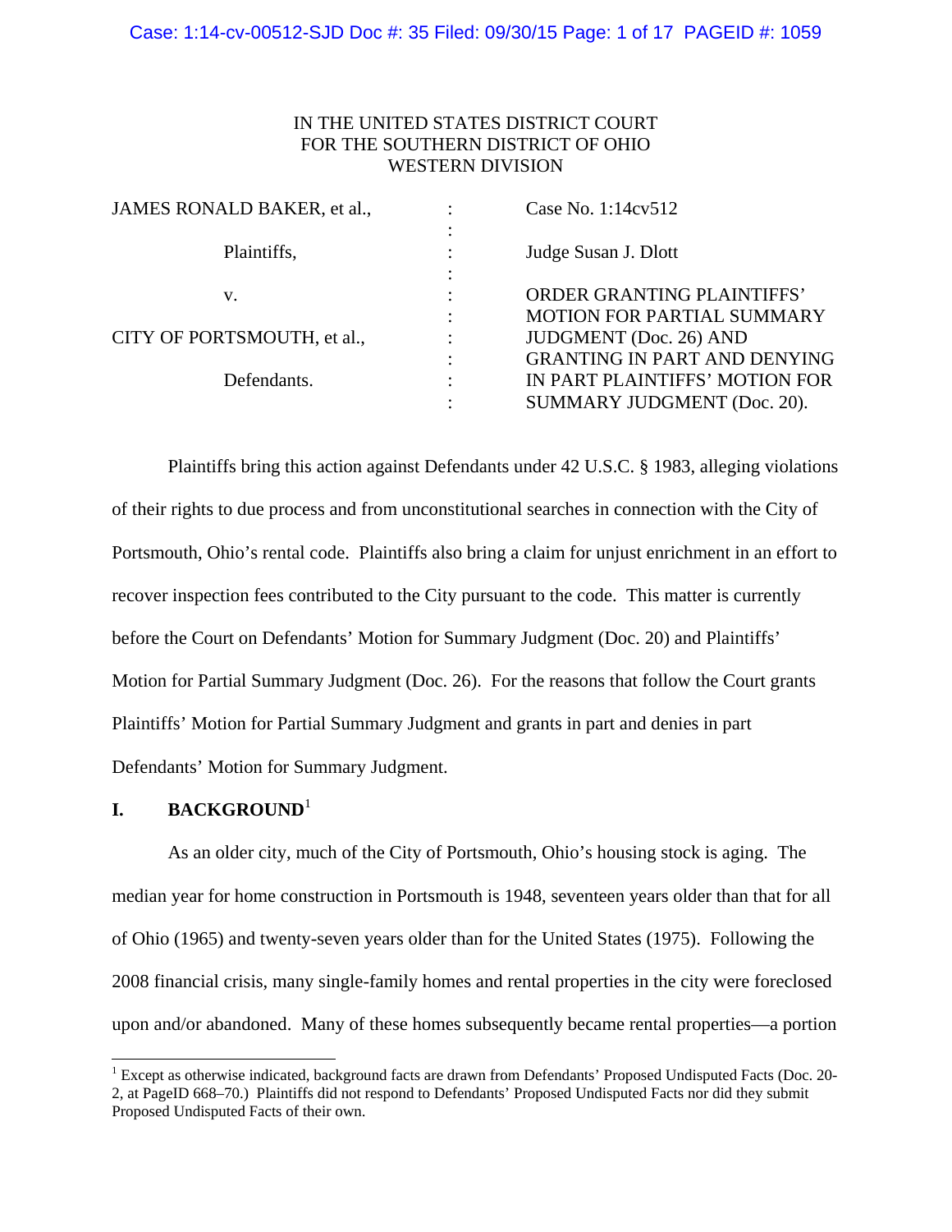IN THE UNITED STATES DISTRICT COURT
FOR THE SOUTHERN DISTRICT OF OHIO
WESTERN DIVISION

| | | |
|---|---|---|
| JAMES RONALD BAKER, et al., | : | Case No. 1:14cv512 |
| Plaintiffs, | : | Judge Susan J. Dlott |
| v. | : | ORDER GRANTING PLAINTIFFS' MOTION FOR PARTIAL SUMMARY JUDGMENT (Doc. 26) AND GRANTING IN PART AND DENYING IN PART PLAINTIFFS' MOTION FOR SUMMARY JUDGMENT (Doc. 20). |
| CITY OF PORTSMOUTH, et al., | : | |
| Defendants. | : | |

Plaintiffs bring this action against Defendants under 42 U.S.C. § 1983, alleging violations of their rights to due process and from unconstitutional searches in connection with the City of Portsmouth, Ohio's rental code. Plaintiffs also bring a claim for unjust enrichment in an effort to recover inspection fees contributed to the City pursuant to the code. This matter is currently before the Court on Defendants' Motion for Summary Judgment (Doc. 20) and Plaintiffs' Motion for Partial Summary Judgment (Doc. 26). For the reasons that follow the Court grants Plaintiffs' Motion for Partial Summary Judgment and grants in part and denies in part Defendants' Motion for Summary Judgment.

## I. BACKGROUND[1]

As an older city, much of the City of Portsmouth, Ohio's housing stock is aging. The median year for home construction in Portsmouth is 1948, seventeen years older than that for all of Ohio (1965) and twenty-seven years older than for the United States (1975). Following the 2008 financial crisis, many single-family homes and rental properties in the city were foreclosed upon and/or abandoned. Many of these homes subsequently became rental properties—a portion

[1] Except as otherwise indicated, background facts are drawn from Defendants' Proposed Undisputed Facts (Doc. 20-2, at PageID 668–70.) Plaintiffs did not respond to Defendants' Proposed Undisputed Facts nor did they submit Proposed Undisputed Facts of their own.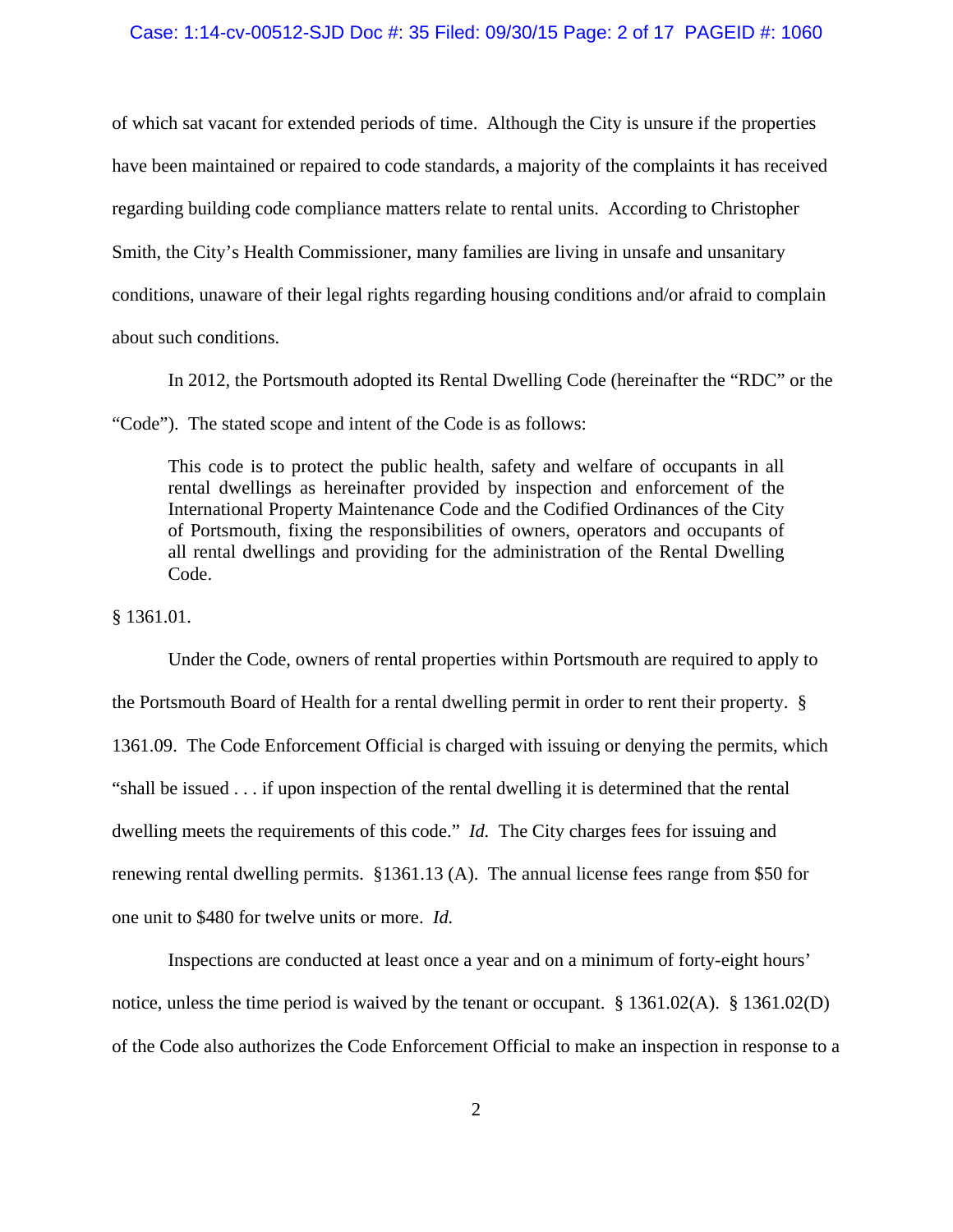of which sat vacant for extended periods of time. Although the City is unsure if the properties have been maintained or repaired to code standards, a majority of the complaints it has received regarding building code compliance matters relate to rental units. According to Christopher Smith, the City's Health Commissioner, many families are living in unsafe and unsanitary conditions, unaware of their legal rights regarding housing conditions and/or afraid to complain about such conditions.

In 2012, the Portsmouth adopted its Rental Dwelling Code (hereinafter the "RDC" or the "Code"). The stated scope and intent of the Code is as follows:

> This code is to protect the public health, safety and welfare of occupants in all rental dwellings as hereinafter provided by inspection and enforcement of the International Property Maintenance Code and the Codified Ordinances of the City of Portsmouth, fixing the responsibilities of owners, operators and occupants of all rental dwellings and providing for the administration of the Rental Dwelling Code.

§ 1361.01.

Under the Code, owners of rental properties within Portsmouth are required to apply to the Portsmouth Board of Health for a rental dwelling permit in order to rent their property. § 1361.09. The Code Enforcement Official is charged with issuing or denying the permits, which "shall be issued . . . if upon inspection of the rental dwelling it is determined that the rental dwelling meets the requirements of this code." *Id.* The City charges fees for issuing and renewing rental dwelling permits. §1361.13 (A). The annual license fees range from $50 for one unit to $480 for twelve units or more. *Id.*

Inspections are conducted at least once a year and on a minimum of forty-eight hours' notice, unless the time period is waived by the tenant or occupant. § 1361.02(A). § 1361.02(D) of the Code also authorizes the Code Enforcement Official to make an inspection in response to a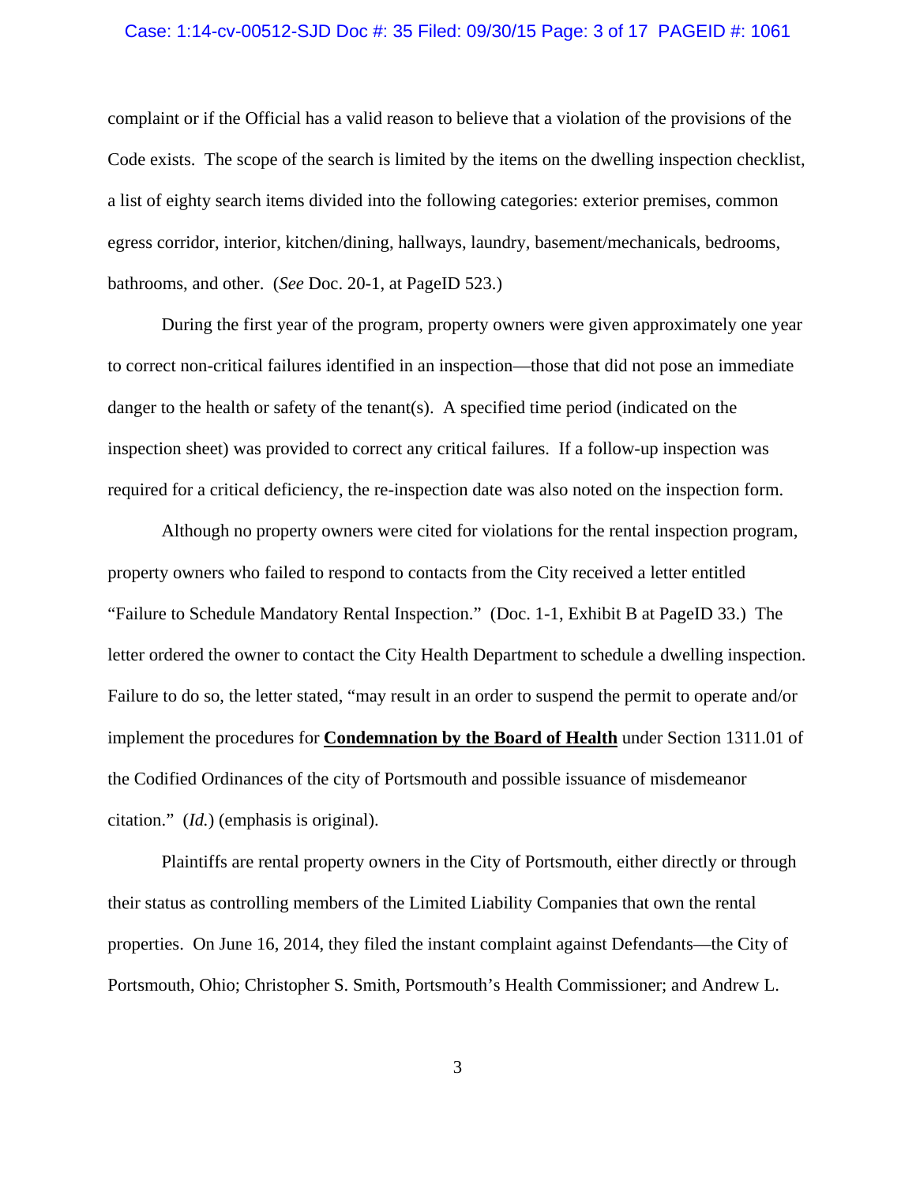complaint or if the Official has a valid reason to believe that a violation of the provisions of the Code exists. The scope of the search is limited by the items on the dwelling inspection checklist, a list of eighty search items divided into the following categories: exterior premises, common egress corridor, interior, kitchen/dining, hallways, laundry, basement/mechanicals, bedrooms, bathrooms, and other. (*See* Doc. 20-1, at PageID 523.)

During the first year of the program, property owners were given approximately one year to correct non-critical failures identified in an inspection—those that did not pose an immediate danger to the health or safety of the tenant(s). A specified time period (indicated on the inspection sheet) was provided to correct any critical failures. If a follow-up inspection was required for a critical deficiency, the re-inspection date was also noted on the inspection form.

Although no property owners were cited for violations for the rental inspection program, property owners who failed to respond to contacts from the City received a letter entitled "Failure to Schedule Mandatory Rental Inspection." (Doc. 1-1, Exhibit B at PageID 33.) The letter ordered the owner to contact the City Health Department to schedule a dwelling inspection. Failure to do so, the letter stated, "may result in an order to suspend the permit to operate and/or implement the procedures for **<u>Condemnation by the Board of Health</u>** under Section 1311.01 of the Codified Ordinances of the city of Portsmouth and possible issuance of misdemeanor citation." (*Id.*) (emphasis is original).

Plaintiffs are rental property owners in the City of Portsmouth, either directly or through their status as controlling members of the Limited Liability Companies that own the rental properties. On June 16, 2014, they filed the instant complaint against Defendants—the City of Portsmouth, Ohio; Christopher S. Smith, Portsmouth's Health Commissioner; and Andrew L.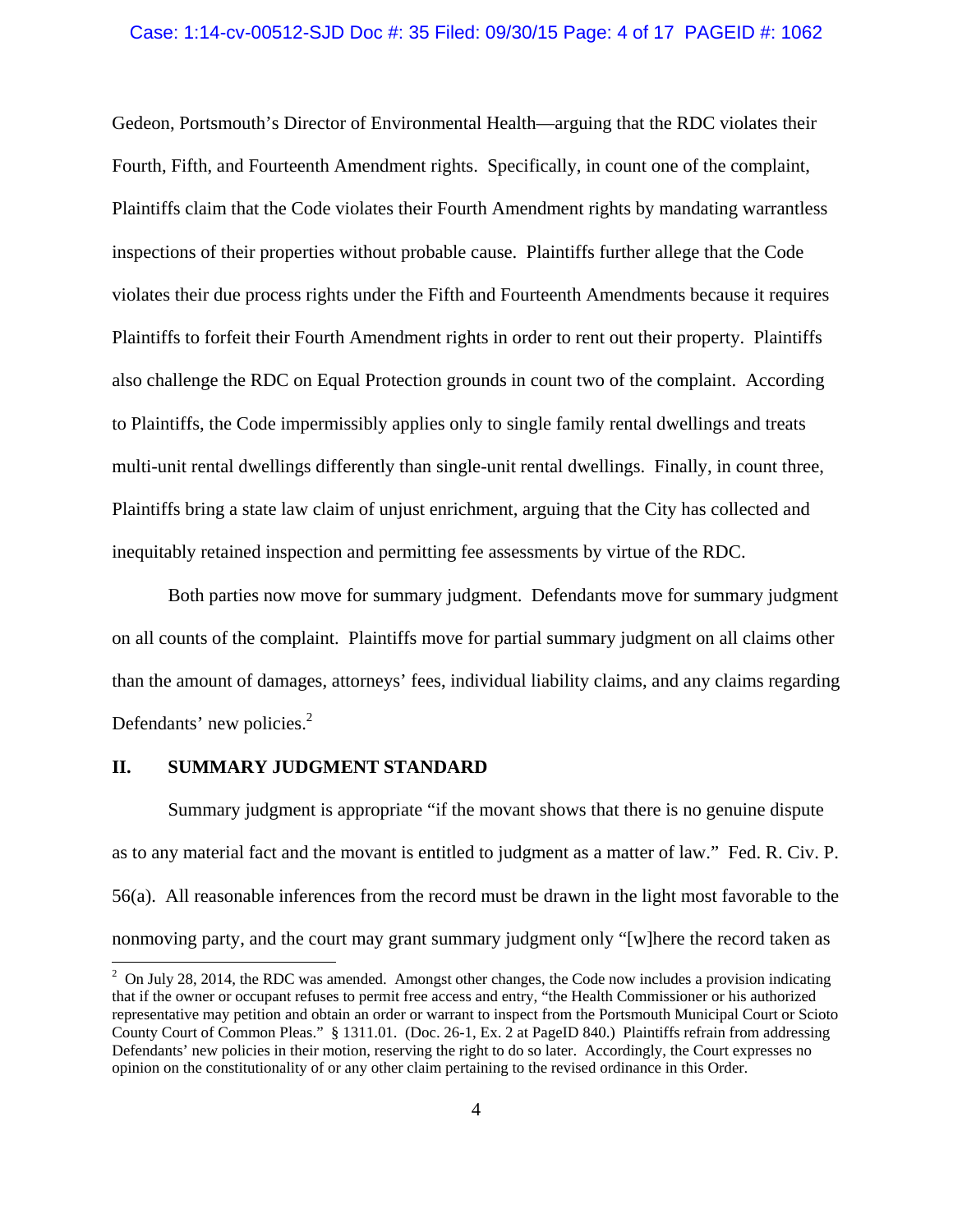Gedeon, Portsmouth's Director of Environmental Health—arguing that the RDC violates their Fourth, Fifth, and Fourteenth Amendment rights. Specifically, in count one of the complaint, Plaintiffs claim that the Code violates their Fourth Amendment rights by mandating warrantless inspections of their properties without probable cause. Plaintiffs further allege that the Code violates their due process rights under the Fifth and Fourteenth Amendments because it requires Plaintiffs to forfeit their Fourth Amendment rights in order to rent out their property. Plaintiffs also challenge the RDC on Equal Protection grounds in count two of the complaint. According to Plaintiffs, the Code impermissibly applies only to single family rental dwellings and treats multi-unit rental dwellings differently than single-unit rental dwellings. Finally, in count three, Plaintiffs bring a state law claim of unjust enrichment, arguing that the City has collected and inequitably retained inspection and permitting fee assessments by virtue of the RDC.

Both parties now move for summary judgment. Defendants move for summary judgment on all counts of the complaint. Plaintiffs move for partial summary judgment on all claims other than the amount of damages, attorneys' fees, individual liability claims, and any claims regarding Defendants' new policies.[2]

## II. SUMMARY JUDGMENT STANDARD

Summary judgment is appropriate "if the movant shows that there is no genuine dispute as to any material fact and the movant is entitled to judgment as a matter of law." Fed. R. Civ. P. 56(a). All reasonable inferences from the record must be drawn in the light most favorable to the nonmoving party, and the court may grant summary judgment only "[w]here the record taken as

[2] On July 28, 2014, the RDC was amended. Amongst other changes, the Code now includes a provision indicating that if the owner or occupant refuses to permit free access and entry, "the Health Commissioner or his authorized representative may petition and obtain an order or warrant to inspect from the Portsmouth Municipal Court or Scioto County Court of Common Pleas." § 1311.01. (Doc. 26-1, Ex. 2 at PageID 840.) Plaintiffs refrain from addressing Defendants' new policies in their motion, reserving the right to do so later. Accordingly, the Court expresses no opinion on the constitutionality of or any other claim pertaining to the revised ordinance in this Order.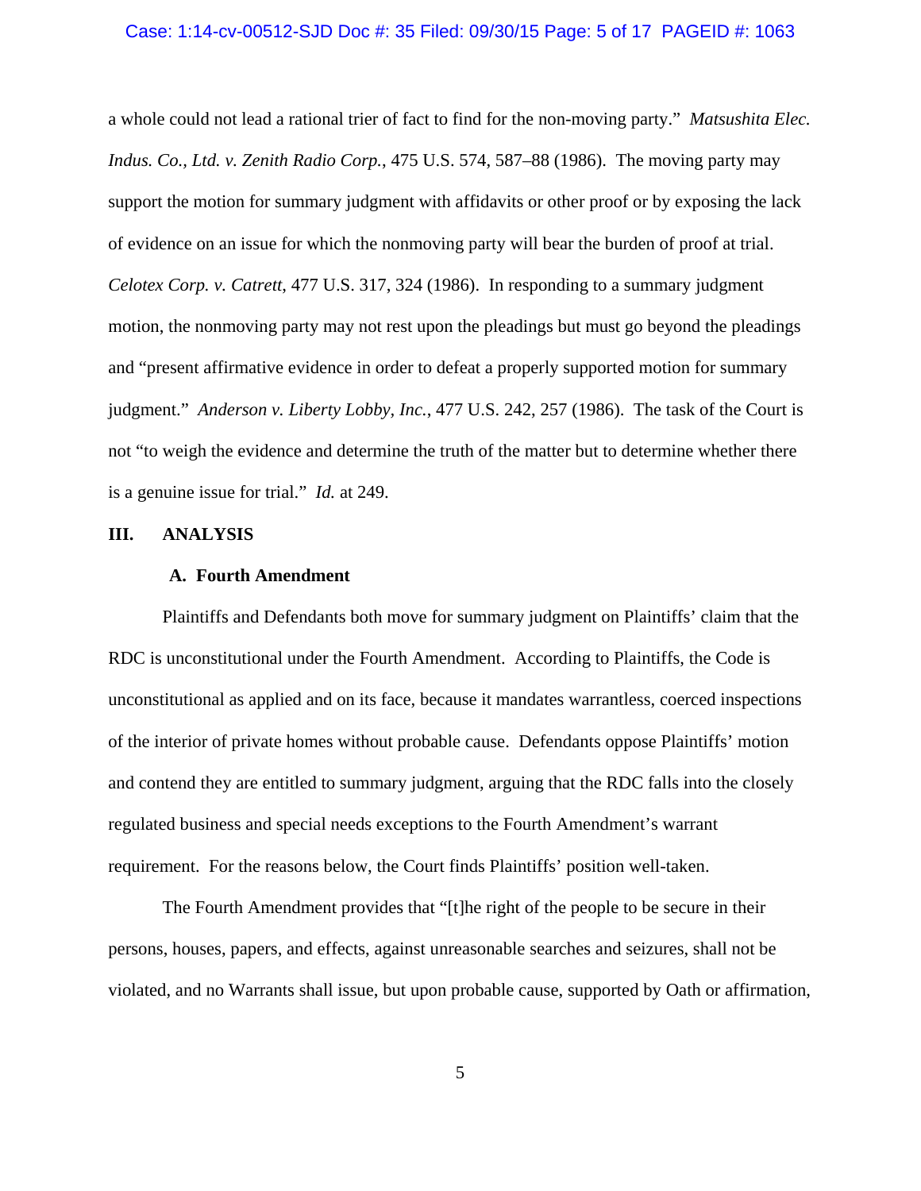a whole could not lead a rational trier of fact to find for the non-moving party." *Matsushita Elec. Indus. Co., Ltd. v. Zenith Radio Corp.*, 475 U.S. 574, 587–88 (1986). The moving party may support the motion for summary judgment with affidavits or other proof or by exposing the lack of evidence on an issue for which the nonmoving party will bear the burden of proof at trial. *Celotex Corp. v. Catrett*, 477 U.S. 317, 324 (1986). In responding to a summary judgment motion, the nonmoving party may not rest upon the pleadings but must go beyond the pleadings and "present affirmative evidence in order to defeat a properly supported motion for summary judgment." *Anderson v. Liberty Lobby, Inc.*, 477 U.S. 242, 257 (1986). The task of the Court is not "to weigh the evidence and determine the truth of the matter but to determine whether there is a genuine issue for trial." *Id.* at 249.

## III. ANALYSIS

### A. Fourth Amendment

Plaintiffs and Defendants both move for summary judgment on Plaintiffs' claim that the RDC is unconstitutional under the Fourth Amendment. According to Plaintiffs, the Code is unconstitutional as applied and on its face, because it mandates warrantless, coerced inspections of the interior of private homes without probable cause. Defendants oppose Plaintiffs' motion and contend they are entitled to summary judgment, arguing that the RDC falls into the closely regulated business and special needs exceptions to the Fourth Amendment's warrant requirement. For the reasons below, the Court finds Plaintiffs' position well-taken.

The Fourth Amendment provides that "[t]he right of the people to be secure in their persons, houses, papers, and effects, against unreasonable searches and seizures, shall not be violated, and no Warrants shall issue, but upon probable cause, supported by Oath or affirmation,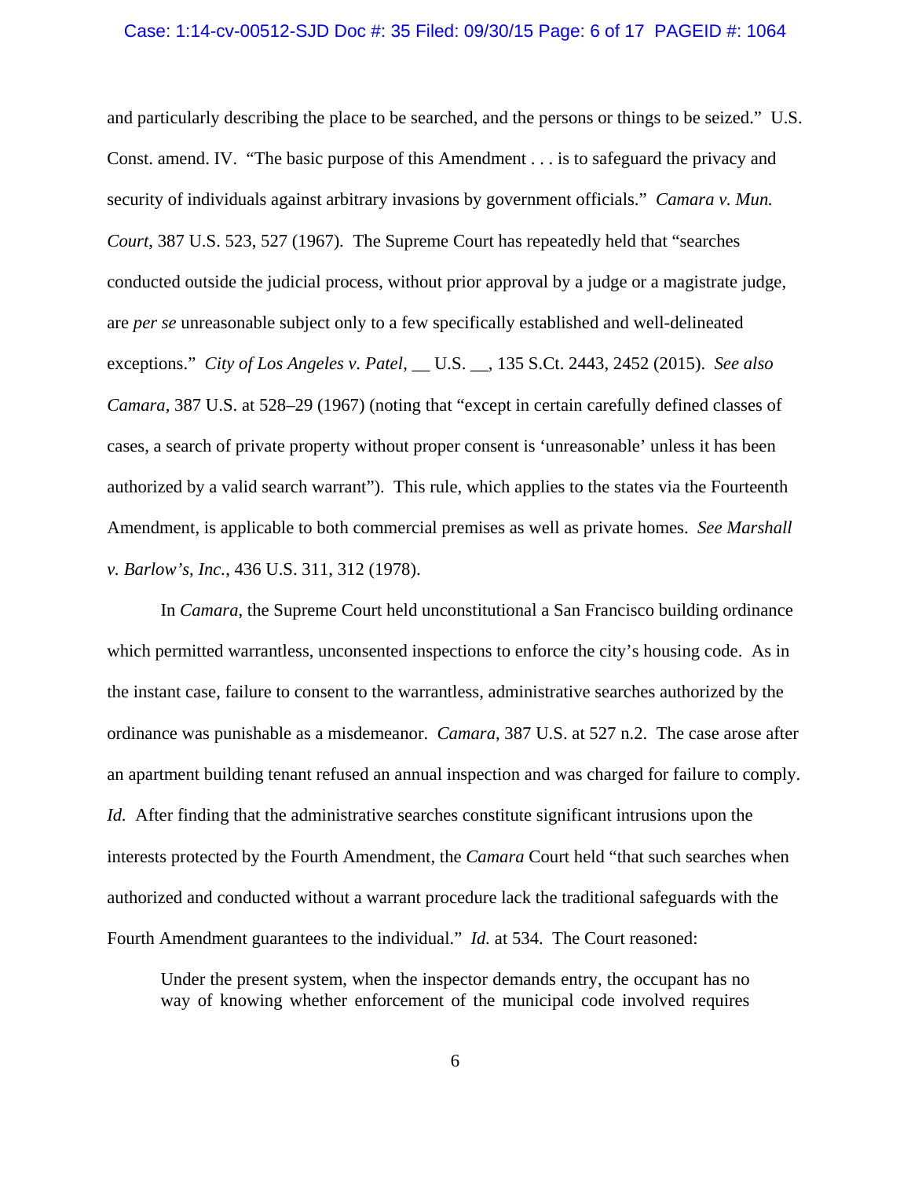and particularly describing the place to be searched, and the persons or things to be seized." U.S. Const. amend. IV. "The basic purpose of this Amendment . . . is to safeguard the privacy and security of individuals against arbitrary invasions by government officials." *Camara v. Mun. Court*, 387 U.S. 523, 527 (1967). The Supreme Court has repeatedly held that "searches conducted outside the judicial process, without prior approval by a judge or a magistrate judge, are *per se* unreasonable subject only to a few specifically established and well-delineated exceptions." *City of Los Angeles v. Patel*, __ U.S. __, 135 S.Ct. 2443, 2452 (2015). *See also Camara*, 387 U.S. at 528–29 (1967) (noting that "except in certain carefully defined classes of cases, a search of private property without proper consent is 'unreasonable' unless it has been authorized by a valid search warrant"). This rule, which applies to the states via the Fourteenth Amendment, is applicable to both commercial premises as well as private homes. *See Marshall v. Barlow's, Inc.*, 436 U.S. 311, 312 (1978).

In *Camara*, the Supreme Court held unconstitutional a San Francisco building ordinance which permitted warrantless, unconsented inspections to enforce the city's housing code. As in the instant case, failure to consent to the warrantless, administrative searches authorized by the ordinance was punishable as a misdemeanor. *Camara*, 387 U.S. at 527 n.2. The case arose after an apartment building tenant refused an annual inspection and was charged for failure to comply. *Id.* After finding that the administrative searches constitute significant intrusions upon the interests protected by the Fourth Amendment, the *Camara* Court held "that such searches when authorized and conducted without a warrant procedure lack the traditional safeguards with the Fourth Amendment guarantees to the individual." *Id.* at 534. The Court reasoned:

> Under the present system, when the inspector demands entry, the occupant has no way of knowing whether enforcement of the municipal code involved requires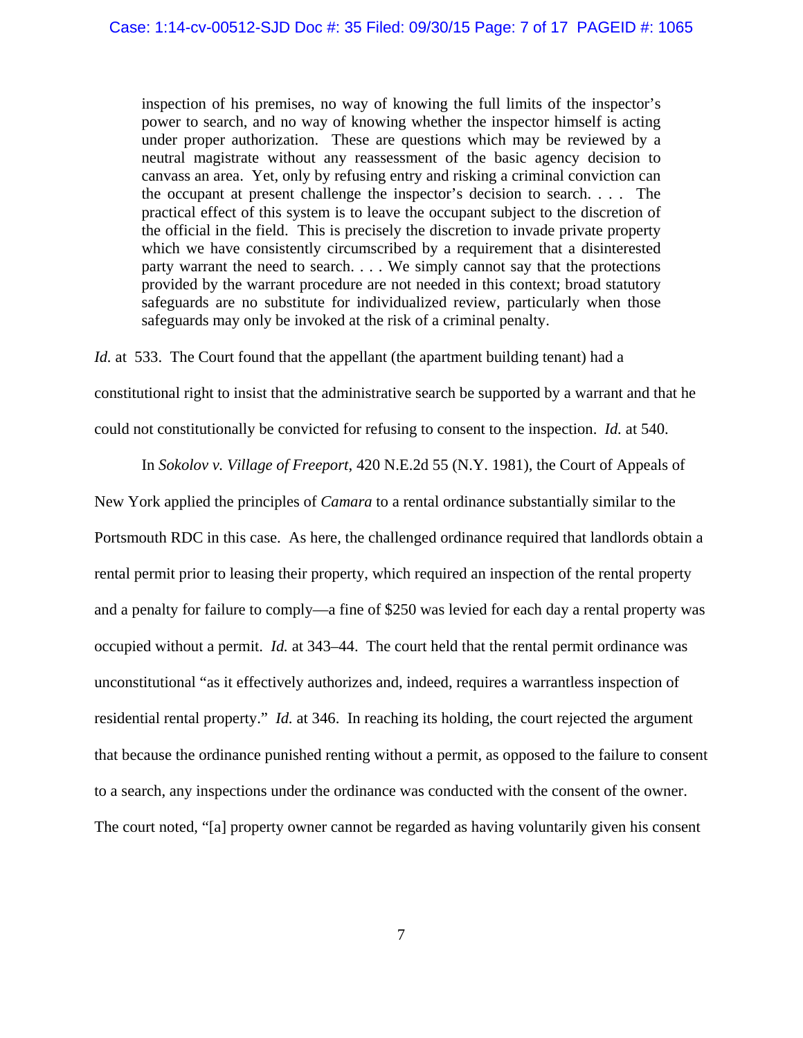> inspection of his premises, no way of knowing the full limits of the inspector's power to search, and no way of knowing whether the inspector himself is acting under proper authorization. These are questions which may be reviewed by a neutral magistrate without any reassessment of the basic agency decision to canvass an area. Yet, only by refusing entry and risking a criminal conviction can the occupant at present challenge the inspector's decision to search. . . . The practical effect of this system is to leave the occupant subject to the discretion of the official in the field. This is precisely the discretion to invade private property which we have consistently circumscribed by a requirement that a disinterested party warrant the need to search. . . . We simply cannot say that the protections provided by the warrant procedure are not needed in this context; broad statutory safeguards are no substitute for individualized review, particularly when those safeguards may only be invoked at the risk of a criminal penalty.

*Id.* at 533. The Court found that the appellant (the apartment building tenant) had a constitutional right to insist that the administrative search be supported by a warrant and that he could not constitutionally be convicted for refusing to consent to the inspection. *Id.* at 540.

In *Sokolov v. Village of Freeport*, 420 N.E.2d 55 (N.Y. 1981), the Court of Appeals of New York applied the principles of *Camara* to a rental ordinance substantially similar to the Portsmouth RDC in this case. As here, the challenged ordinance required that landlords obtain a rental permit prior to leasing their property, which required an inspection of the rental property and a penalty for failure to comply—a fine of $250 was levied for each day a rental property was occupied without a permit. *Id.* at 343–44. The court held that the rental permit ordinance was unconstitutional "as it effectively authorizes and, indeed, requires a warrantless inspection of residential rental property." *Id.* at 346. In reaching its holding, the court rejected the argument that because the ordinance punished renting without a permit, as opposed to the failure to consent to a search, any inspections under the ordinance was conducted with the consent of the owner. The court noted, "[a] property owner cannot be regarded as having voluntarily given his consent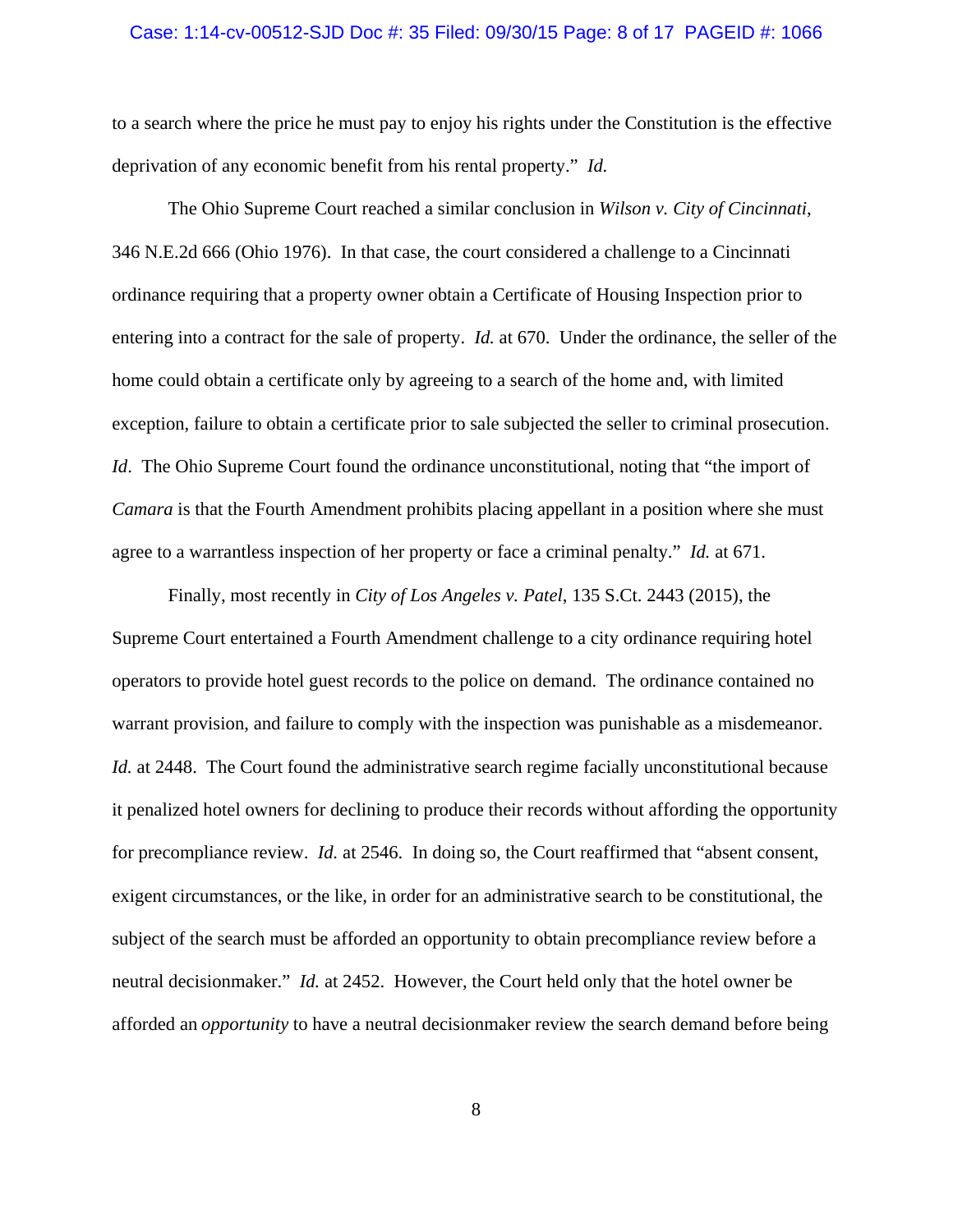to a search where the price he must pay to enjoy his rights under the Constitution is the effective deprivation of any economic benefit from his rental property." *Id.*

The Ohio Supreme Court reached a similar conclusion in *Wilson v. City of Cincinnati*, 346 N.E.2d 666 (Ohio 1976). In that case, the court considered a challenge to a Cincinnati ordinance requiring that a property owner obtain a Certificate of Housing Inspection prior to entering into a contract for the sale of property. *Id.* at 670. Under the ordinance, the seller of the home could obtain a certificate only by agreeing to a search of the home and, with limited exception, failure to obtain a certificate prior to sale subjected the seller to criminal prosecution. *Id*. The Ohio Supreme Court found the ordinance unconstitutional, noting that "the import of *Camara* is that the Fourth Amendment prohibits placing appellant in a position where she must agree to a warrantless inspection of her property or face a criminal penalty." *Id.* at 671.

Finally, most recently in *City of Los Angeles v. Patel*, 135 S.Ct. 2443 (2015), the Supreme Court entertained a Fourth Amendment challenge to a city ordinance requiring hotel operators to provide hotel guest records to the police on demand. The ordinance contained no warrant provision, and failure to comply with the inspection was punishable as a misdemeanor. *Id.* at 2448. The Court found the administrative search regime facially unconstitutional because it penalized hotel owners for declining to produce their records without affording the opportunity for precompliance review. *Id.* at 2546. In doing so, the Court reaffirmed that "absent consent, exigent circumstances, or the like, in order for an administrative search to be constitutional, the subject of the search must be afforded an opportunity to obtain precompliance review before a neutral decisionmaker." *Id.* at 2452. However, the Court held only that the hotel owner be afforded an *opportunity* to have a neutral decisionmaker review the search demand before being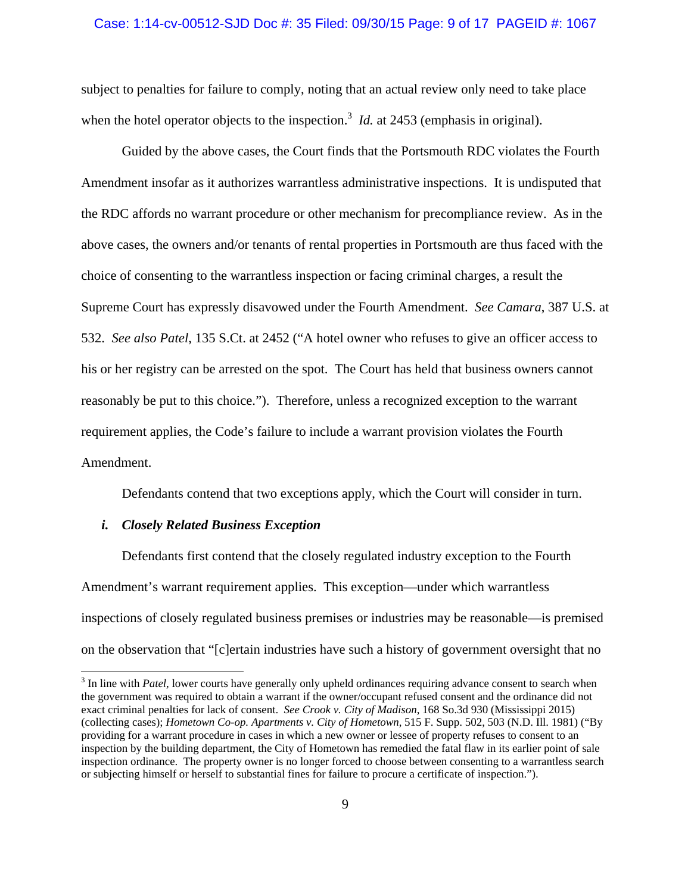subject to penalties for failure to comply, noting that an actual review only need to take place when the hotel operator objects to the inspection.[3] *Id.* at 2453 (emphasis in original).

Guided by the above cases, the Court finds that the Portsmouth RDC violates the Fourth Amendment insofar as it authorizes warrantless administrative inspections. It is undisputed that the RDC affords no warrant procedure or other mechanism for precompliance review. As in the above cases, the owners and/or tenants of rental properties in Portsmouth are thus faced with the choice of consenting to the warrantless inspection or facing criminal charges, a result the Supreme Court has expressly disavowed under the Fourth Amendment. *See Camara*, 387 U.S. at 532. *See also Patel*, 135 S.Ct. at 2452 ("A hotel owner who refuses to give an officer access to his or her registry can be arrested on the spot. The Court has held that business owners cannot reasonably be put to this choice."). Therefore, unless a recognized exception to the warrant requirement applies, the Code's failure to include a warrant provision violates the Fourth Amendment.

Defendants contend that two exceptions apply, which the Court will consider in turn.

### *i. Closely Related Business Exception*

Defendants first contend that the closely regulated industry exception to the Fourth Amendment's warrant requirement applies. This exception—under which warrantless inspections of closely regulated business premises or industries may be reasonable—is premised on the observation that "[c]ertain industries have such a history of government oversight that no

---

[3] In line with *Patel*, lower courts have generally only upheld ordinances requiring advance consent to search when the government was required to obtain a warrant if the owner/occupant refused consent and the ordinance did not exact criminal penalties for lack of consent. *See Crook v. City of Madison*, 168 So.3d 930 (Mississippi 2015) (collecting cases); *Hometown Co-op. Apartments v. City of Hometown*, 515 F. Supp. 502, 503 (N.D. Ill. 1981) ("By providing for a warrant procedure in cases in which a new owner or lessee of property refuses to consent to an inspection by the building department, the City of Hometown has remedied the fatal flaw in its earlier point of sale inspection ordinance. The property owner is no longer forced to choose between consenting to a warrantless search or subjecting himself or herself to substantial fines for failure to procure a certificate of inspection.").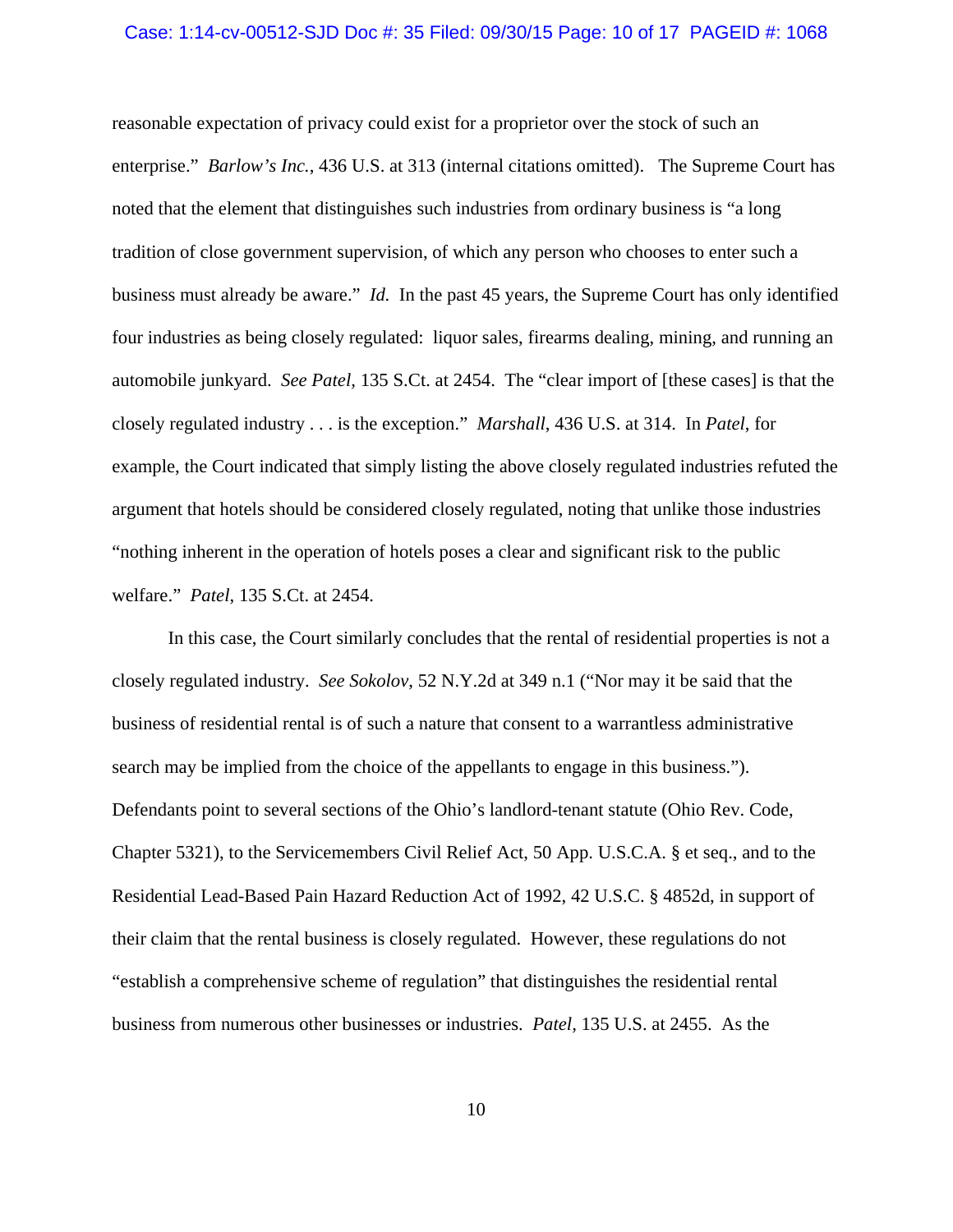reasonable expectation of privacy could exist for a proprietor over the stock of such an enterprise." *Barlow's Inc.*, 436 U.S. at 313 (internal citations omitted). The Supreme Court has noted that the element that distinguishes such industries from ordinary business is "a long tradition of close government supervision, of which any person who chooses to enter such a business must already be aware." *Id.* In the past 45 years, the Supreme Court has only identified four industries as being closely regulated: liquor sales, firearms dealing, mining, and running an automobile junkyard. *See Patel*, 135 S.Ct. at 2454. The "clear import of [these cases] is that the closely regulated industry . . . is the exception." *Marshall*, 436 U.S. at 314. In *Patel*, for example, the Court indicated that simply listing the above closely regulated industries refuted the argument that hotels should be considered closely regulated, noting that unlike those industries "nothing inherent in the operation of hotels poses a clear and significant risk to the public welfare." *Patel*, 135 S.Ct. at 2454.

In this case, the Court similarly concludes that the rental of residential properties is not a closely regulated industry. *See Sokolov*, 52 N.Y.2d at 349 n.1 ("Nor may it be said that the business of residential rental is of such a nature that consent to a warrantless administrative search may be implied from the choice of the appellants to engage in this business."). Defendants point to several sections of the Ohio's landlord-tenant statute (Ohio Rev. Code, Chapter 5321), to the Servicemembers Civil Relief Act, 50 App. U.S.C.A. § et seq., and to the Residential Lead-Based Pain Hazard Reduction Act of 1992, 42 U.S.C. § 4852d, in support of their claim that the rental business is closely regulated. However, these regulations do not "establish a comprehensive scheme of regulation" that distinguishes the residential rental business from numerous other businesses or industries. *Patel*, 135 U.S. at 2455. As the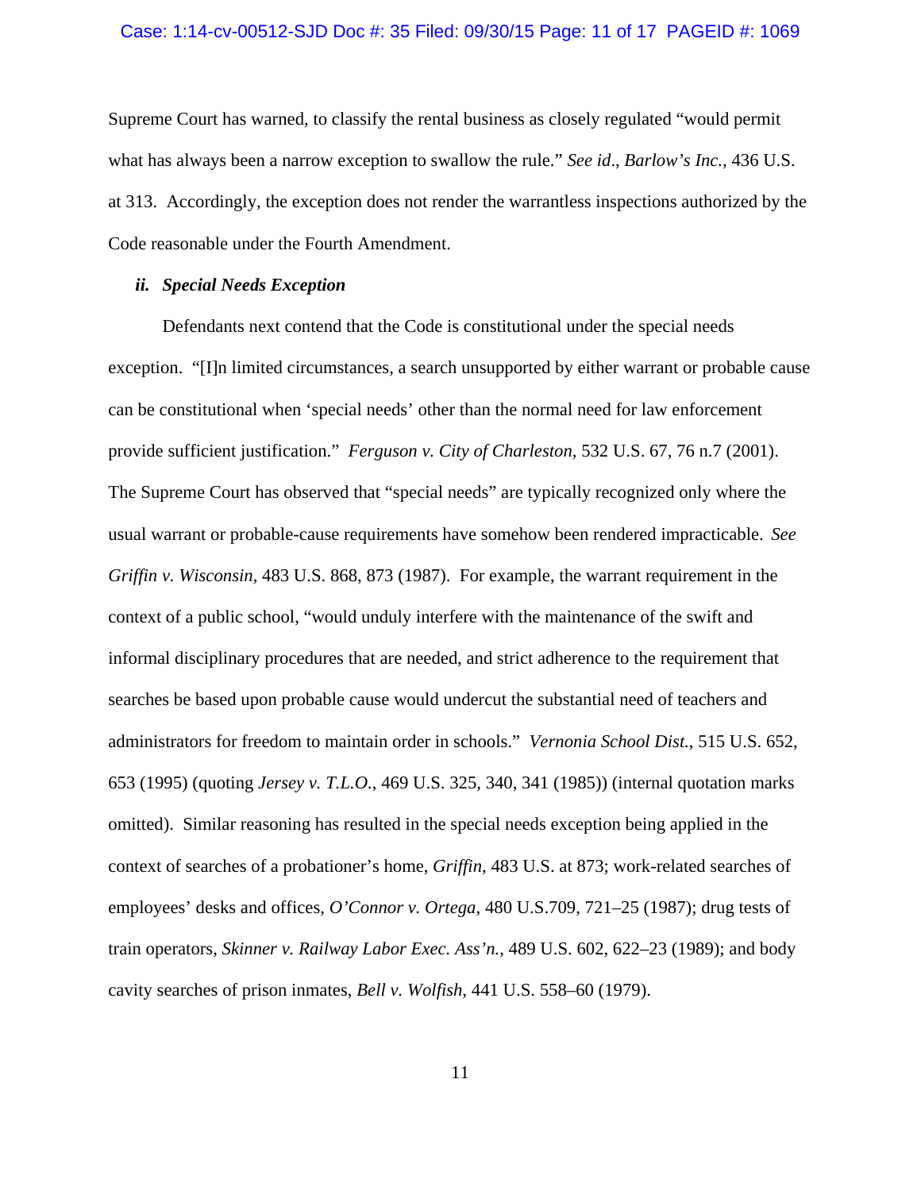Supreme Court has warned, to classify the rental business as closely regulated "would permit what has always been a narrow exception to swallow the rule." *See id*., *Barlow's Inc.*, 436 U.S. at 313. Accordingly, the exception does not render the warrantless inspections authorized by the Code reasonable under the Fourth Amendment.

### *ii. Special Needs Exception*

Defendants next contend that the Code is constitutional under the special needs exception. "[I]n limited circumstances, a search unsupported by either warrant or probable cause can be constitutional when 'special needs' other than the normal need for law enforcement provide sufficient justification." *Ferguson v. City of Charleston*, 532 U.S. 67, 76 n.7 (2001). The Supreme Court has observed that "special needs" are typically recognized only where the usual warrant or probable-cause requirements have somehow been rendered impracticable. *See Griffin v. Wisconsin*, 483 U.S. 868, 873 (1987). For example, the warrant requirement in the context of a public school, "would unduly interfere with the maintenance of the swift and informal disciplinary procedures that are needed, and strict adherence to the requirement that searches be based upon probable cause would undercut the substantial need of teachers and administrators for freedom to maintain order in schools." *Vernonia School Dist.*, 515 U.S. 652, 653 (1995) (quoting *Jersey v. T.L.O.*, 469 U.S. 325, 340, 341 (1985)) (internal quotation marks omitted). Similar reasoning has resulted in the special needs exception being applied in the context of searches of a probationer's home, *Griffin*, 483 U.S. at 873; work-related searches of employees' desks and offices, *O'Connor v. Ortega*, 480 U.S.709, 721–25 (1987); drug tests of train operators, *Skinner v. Railway Labor Exec. Ass'n.*, 489 U.S. 602, 622–23 (1989); and body cavity searches of prison inmates, *Bell v. Wolfish*, 441 U.S. 558–60 (1979).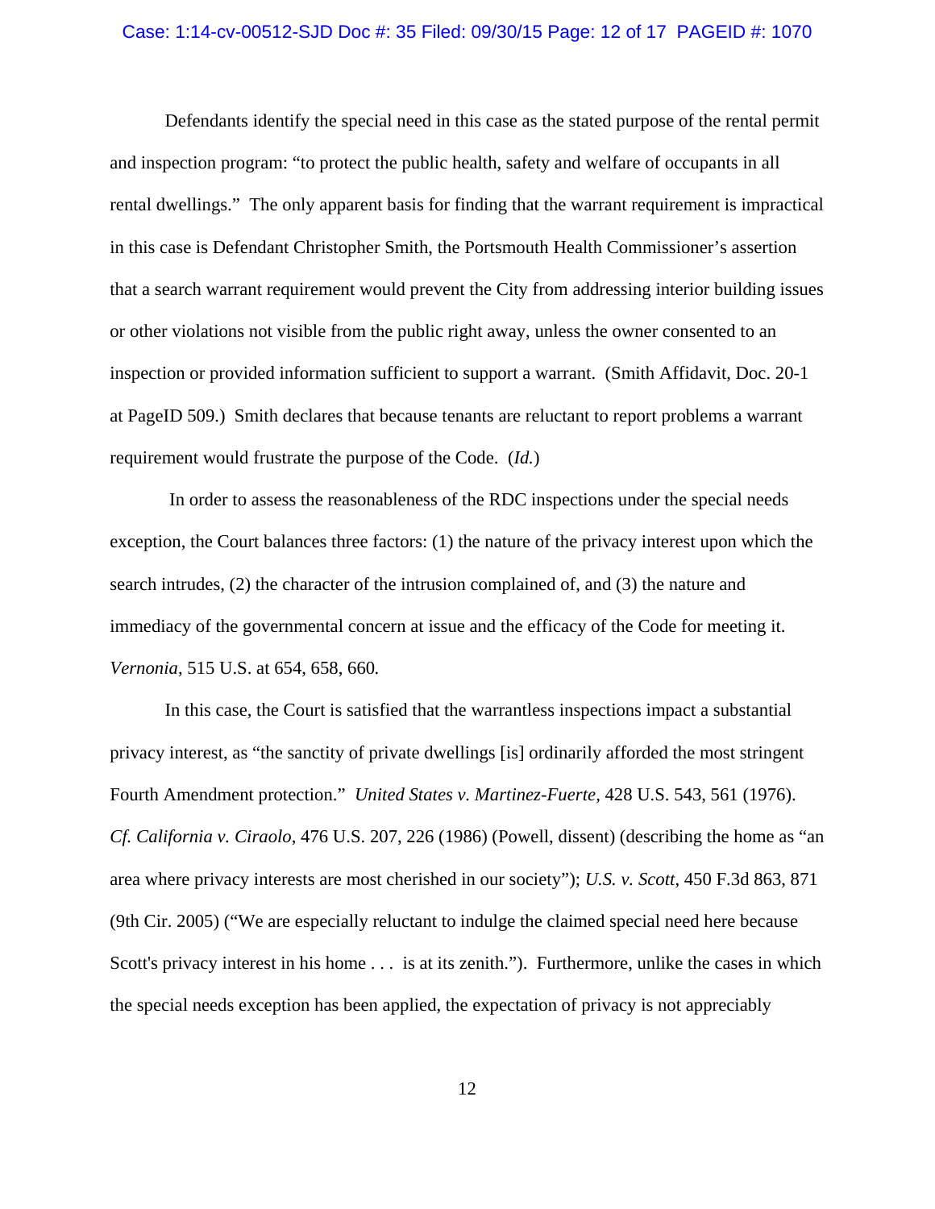Defendants identify the special need in this case as the stated purpose of the rental permit and inspection program: "to protect the public health, safety and welfare of occupants in all rental dwellings." The only apparent basis for finding that the warrant requirement is impractical in this case is Defendant Christopher Smith, the Portsmouth Health Commissioner's assertion that a search warrant requirement would prevent the City from addressing interior building issues or other violations not visible from the public right away, unless the owner consented to an inspection or provided information sufficient to support a warrant. (Smith Affidavit, Doc. 20-1 at PageID 509.) Smith declares that because tenants are reluctant to report problems a warrant requirement would frustrate the purpose of the Code. (*Id.*)

In order to assess the reasonableness of the RDC inspections under the special needs exception, the Court balances three factors: (1) the nature of the privacy interest upon which the search intrudes, (2) the character of the intrusion complained of, and (3) the nature and immediacy of the governmental concern at issue and the efficacy of the Code for meeting it. *Vernonia*, 515 U.S. at 654, 658, 660.

In this case, the Court is satisfied that the warrantless inspections impact a substantial privacy interest, as "the sanctity of private dwellings [is] ordinarily afforded the most stringent Fourth Amendment protection." *United States v. Martinez-Fuerte*, 428 U.S. 543, 561 (1976). *Cf. California v. Ciraolo*, 476 U.S. 207, 226 (1986) (Powell, dissent) (describing the home as "an area where privacy interests are most cherished in our society"); *U.S. v. Scott*, 450 F.3d 863, 871 (9th Cir. 2005) ("We are especially reluctant to indulge the claimed special need here because Scott's privacy interest in his home . . . is at its zenith."). Furthermore, unlike the cases in which the special needs exception has been applied, the expectation of privacy is not appreciably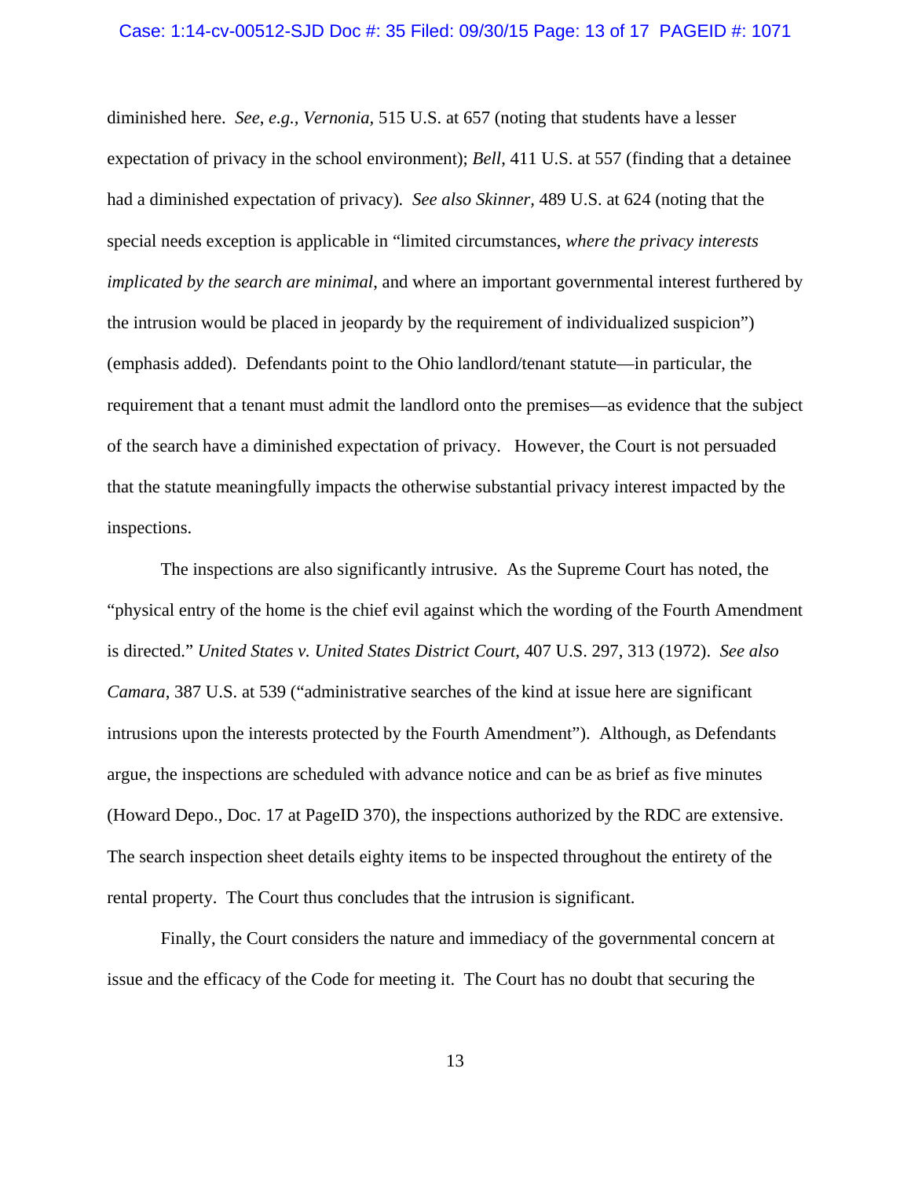diminished here. *See*, *e.g.*, *Vernonia*, 515 U.S. at 657 (noting that students have a lesser expectation of privacy in the school environment); *Bell*, 411 U.S. at 557 (finding that a detainee had a diminished expectation of privacy). *See also Skinner*, 489 U.S. at 624 (noting that the special needs exception is applicable in "limited circumstances, *where the privacy interests implicated by the search are minimal*, and where an important governmental interest furthered by the intrusion would be placed in jeopardy by the requirement of individualized suspicion") (emphasis added). Defendants point to the Ohio landlord/tenant statute—in particular, the requirement that a tenant must admit the landlord onto the premises—as evidence that the subject of the search have a diminished expectation of privacy. However, the Court is not persuaded that the statute meaningfully impacts the otherwise substantial privacy interest impacted by the inspections.

The inspections are also significantly intrusive. As the Supreme Court has noted, the "physical entry of the home is the chief evil against which the wording of the Fourth Amendment is directed." *United States v. United States District Court*, 407 U.S. 297, 313 (1972). *See also Camara*, 387 U.S. at 539 ("administrative searches of the kind at issue here are significant intrusions upon the interests protected by the Fourth Amendment"). Although, as Defendants argue, the inspections are scheduled with advance notice and can be as brief as five minutes (Howard Depo., Doc. 17 at PageID 370), the inspections authorized by the RDC are extensive. The search inspection sheet details eighty items to be inspected throughout the entirety of the rental property. The Court thus concludes that the intrusion is significant.

Finally, the Court considers the nature and immediacy of the governmental concern at issue and the efficacy of the Code for meeting it. The Court has no doubt that securing the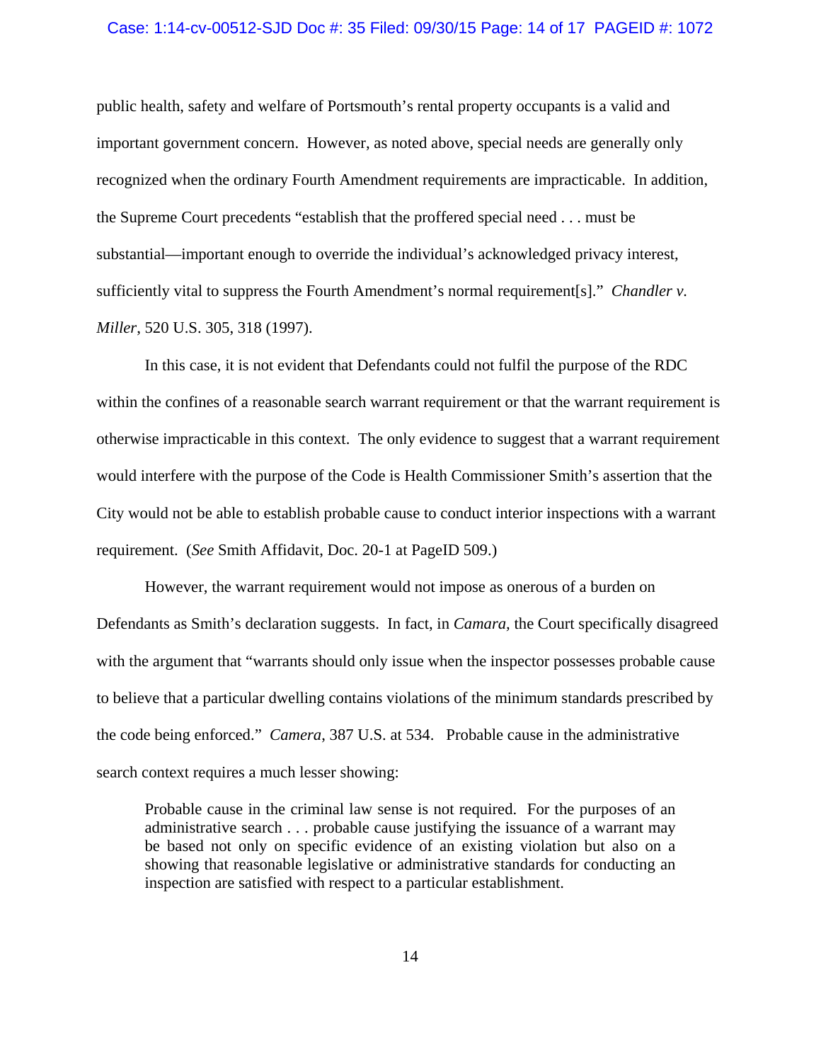public health, safety and welfare of Portsmouth's rental property occupants is a valid and important government concern. However, as noted above, special needs are generally only recognized when the ordinary Fourth Amendment requirements are impracticable. In addition, the Supreme Court precedents "establish that the proffered special need . . . must be substantial—important enough to override the individual's acknowledged privacy interest, sufficiently vital to suppress the Fourth Amendment's normal requirement[s]." *Chandler v. Miller*, 520 U.S. 305, 318 (1997).

In this case, it is not evident that Defendants could not fulfil the purpose of the RDC within the confines of a reasonable search warrant requirement or that the warrant requirement is otherwise impracticable in this context. The only evidence to suggest that a warrant requirement would interfere with the purpose of the Code is Health Commissioner Smith's assertion that the City would not be able to establish probable cause to conduct interior inspections with a warrant requirement. (*See* Smith Affidavit, Doc. 20-1 at PageID 509.)

However, the warrant requirement would not impose as onerous of a burden on Defendants as Smith's declaration suggests. In fact, in *Camara,* the Court specifically disagreed with the argument that "warrants should only issue when the inspector possesses probable cause to believe that a particular dwelling contains violations of the minimum standards prescribed by the code being enforced." *Camera*, 387 U.S. at 534. Probable cause in the administrative search context requires a much lesser showing:

> Probable cause in the criminal law sense is not required. For the purposes of an administrative search . . . probable cause justifying the issuance of a warrant may be based not only on specific evidence of an existing violation but also on a showing that reasonable legislative or administrative standards for conducting an inspection are satisfied with respect to a particular establishment.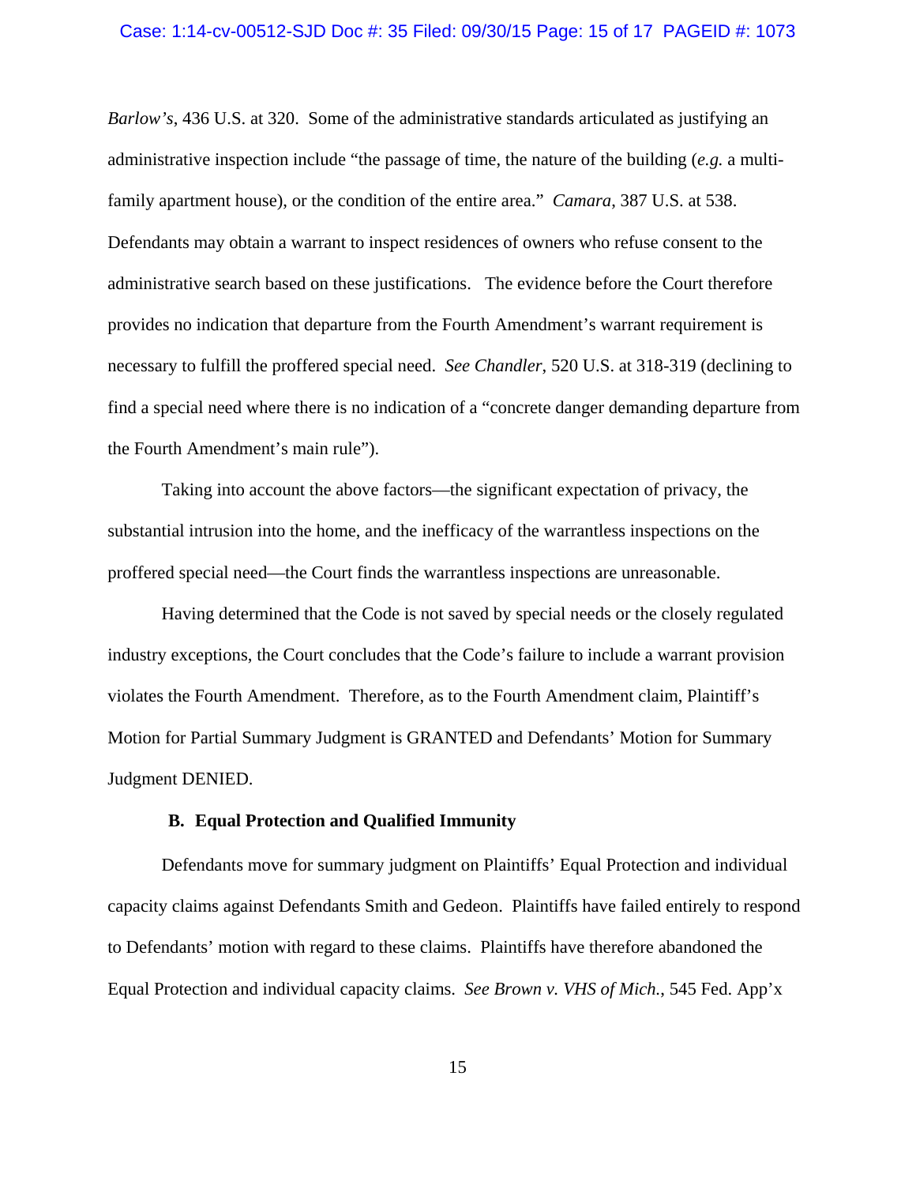*Barlow's*, 436 U.S. at 320. Some of the administrative standards articulated as justifying an administrative inspection include "the passage of time, the nature of the building (*e.g.* a multi-family apartment house), or the condition of the entire area." *Camara*, 387 U.S. at 538. Defendants may obtain a warrant to inspect residences of owners who refuse consent to the administrative search based on these justifications. The evidence before the Court therefore provides no indication that departure from the Fourth Amendment's warrant requirement is necessary to fulfill the proffered special need. *See Chandler*, 520 U.S. at 318-319 (declining to find a special need where there is no indication of a "concrete danger demanding departure from the Fourth Amendment's main rule").

Taking into account the above factors—the significant expectation of privacy, the substantial intrusion into the home, and the inefficacy of the warrantless inspections on the proffered special need—the Court finds the warrantless inspections are unreasonable.

Having determined that the Code is not saved by special needs or the closely regulated industry exceptions, the Court concludes that the Code's failure to include a warrant provision violates the Fourth Amendment. Therefore, as to the Fourth Amendment claim, Plaintiff's Motion for Partial Summary Judgment is GRANTED and Defendants' Motion for Summary Judgment DENIED.

### B. Equal Protection and Qualified Immunity

Defendants move for summary judgment on Plaintiffs' Equal Protection and individual capacity claims against Defendants Smith and Gedeon. Plaintiffs have failed entirely to respond to Defendants' motion with regard to these claims. Plaintiffs have therefore abandoned the Equal Protection and individual capacity claims. *See Brown v. VHS of Mich.*, 545 Fed. App'x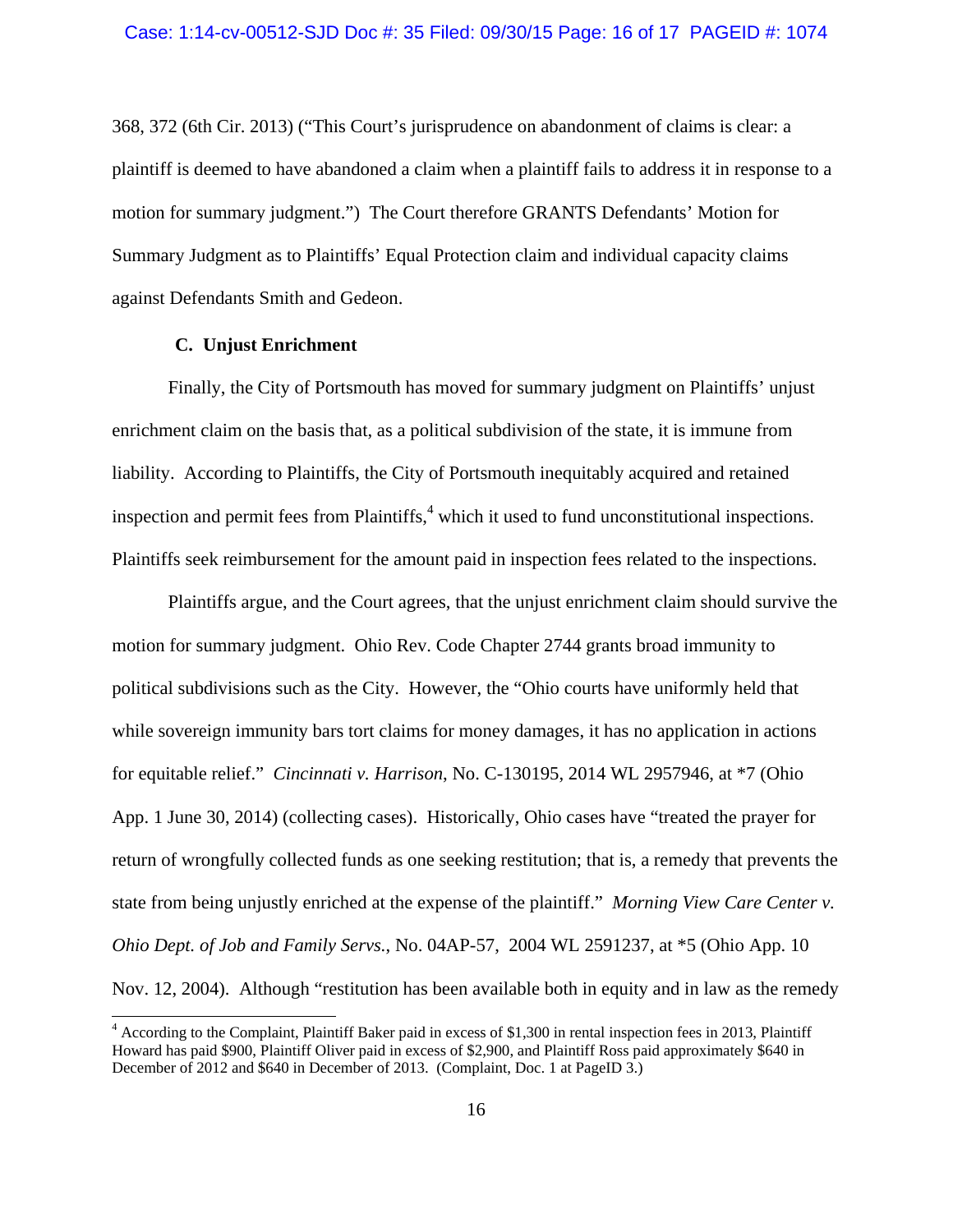368, 372 (6th Cir. 2013) ("This Court's jurisprudence on abandonment of claims is clear: a plaintiff is deemed to have abandoned a claim when a plaintiff fails to address it in response to a motion for summary judgment.") The Court therefore GRANTS Defendants' Motion for Summary Judgment as to Plaintiffs' Equal Protection claim and individual capacity claims against Defendants Smith and Gedeon.

### C. Unjust Enrichment

Finally, the City of Portsmouth has moved for summary judgment on Plaintiffs' unjust enrichment claim on the basis that, as a political subdivision of the state, it is immune from liability. According to Plaintiffs, the City of Portsmouth inequitably acquired and retained inspection and permit fees from Plaintiffs,[4] which it used to fund unconstitutional inspections. Plaintiffs seek reimbursement for the amount paid in inspection fees related to the inspections.

Plaintiffs argue, and the Court agrees, that the unjust enrichment claim should survive the motion for summary judgment. Ohio Rev. Code Chapter 2744 grants broad immunity to political subdivisions such as the City. However, the "Ohio courts have uniformly held that while sovereign immunity bars tort claims for money damages, it has no application in actions for equitable relief." *Cincinnati v. Harrison*, No. C-130195, 2014 WL 2957946, at *7 (Ohio App. 1 June 30, 2014) (collecting cases). Historically, Ohio cases have "treated the prayer for return of wrongfully collected funds as one seeking restitution; that is, a remedy that prevents the state from being unjustly enriched at the expense of the plaintiff." *Morning View Care Center v. Ohio Dept. of Job and Family Servs.*, No. 04AP-57, 2004 WL 2591237, at *5 (Ohio App. 10 Nov. 12, 2004). Although "restitution has been available both in equity and in law as the remedy

[4] According to the Complaint, Plaintiff Baker paid in excess of $1,300 in rental inspection fees in 2013, Plaintiff Howard has paid $900, Plaintiff Oliver paid in excess of $2,900, and Plaintiff Ross paid approximately $640 in December of 2012 and $640 in December of 2013. (Complaint, Doc. 1 at PageID 3.)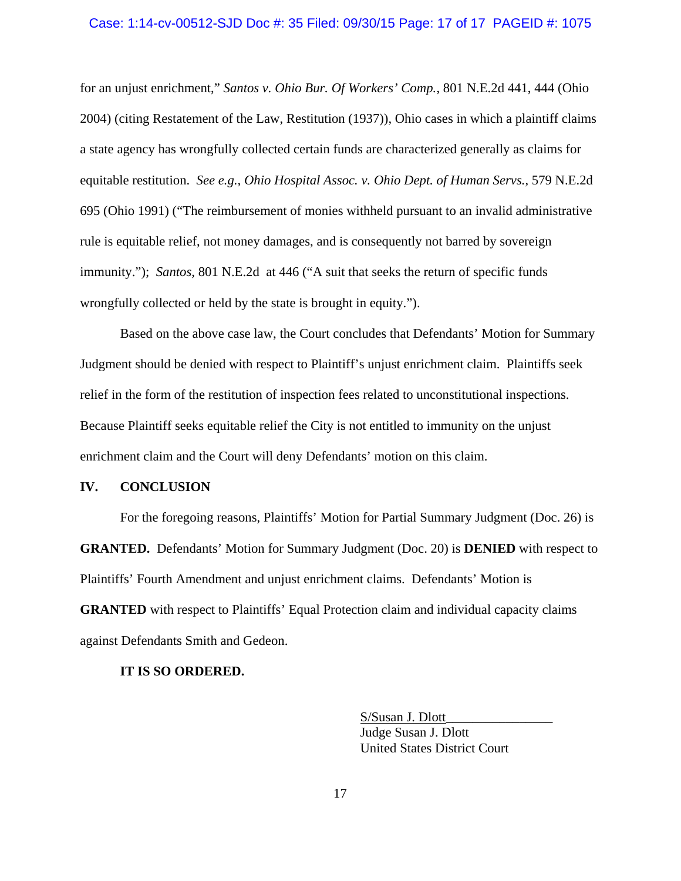for an unjust enrichment," *Santos v. Ohio Bur. Of Workers' Comp.*, 801 N.E.2d 441, 444 (Ohio 2004) (citing Restatement of the Law, Restitution (1937)), Ohio cases in which a plaintiff claims a state agency has wrongfully collected certain funds are characterized generally as claims for equitable restitution. *See e.g., Ohio Hospital Assoc. v. Ohio Dept. of Human Servs.*, 579 N.E.2d 695 (Ohio 1991) ("The reimbursement of monies withheld pursuant to an invalid administrative rule is equitable relief, not money damages, and is consequently not barred by sovereign immunity."); *Santos*, 801 N.E.2d at 446 ("A suit that seeks the return of specific funds wrongfully collected or held by the state is brought in equity.").

Based on the above case law, the Court concludes that Defendants' Motion for Summary Judgment should be denied with respect to Plaintiff's unjust enrichment claim. Plaintiffs seek relief in the form of the restitution of inspection fees related to unconstitutional inspections. Because Plaintiff seeks equitable relief the City is not entitled to immunity on the unjust enrichment claim and the Court will deny Defendants' motion on this claim.

## IV. CONCLUSION

For the foregoing reasons, Plaintiffs' Motion for Partial Summary Judgment (Doc. 26) is **GRANTED.** Defendants' Motion for Summary Judgment (Doc. 20) is **DENIED** with respect to Plaintiffs' Fourth Amendment and unjust enrichment claims. Defendants' Motion is **GRANTED** with respect to Plaintiffs' Equal Protection claim and individual capacity claims against Defendants Smith and Gedeon.

**IT IS SO ORDERED.**

S/Susan J. Dlott\_\_\_\_\_\_\_\_\_\_\_\_\_\_\_\_
Judge Susan J. Dlott
United States District Court